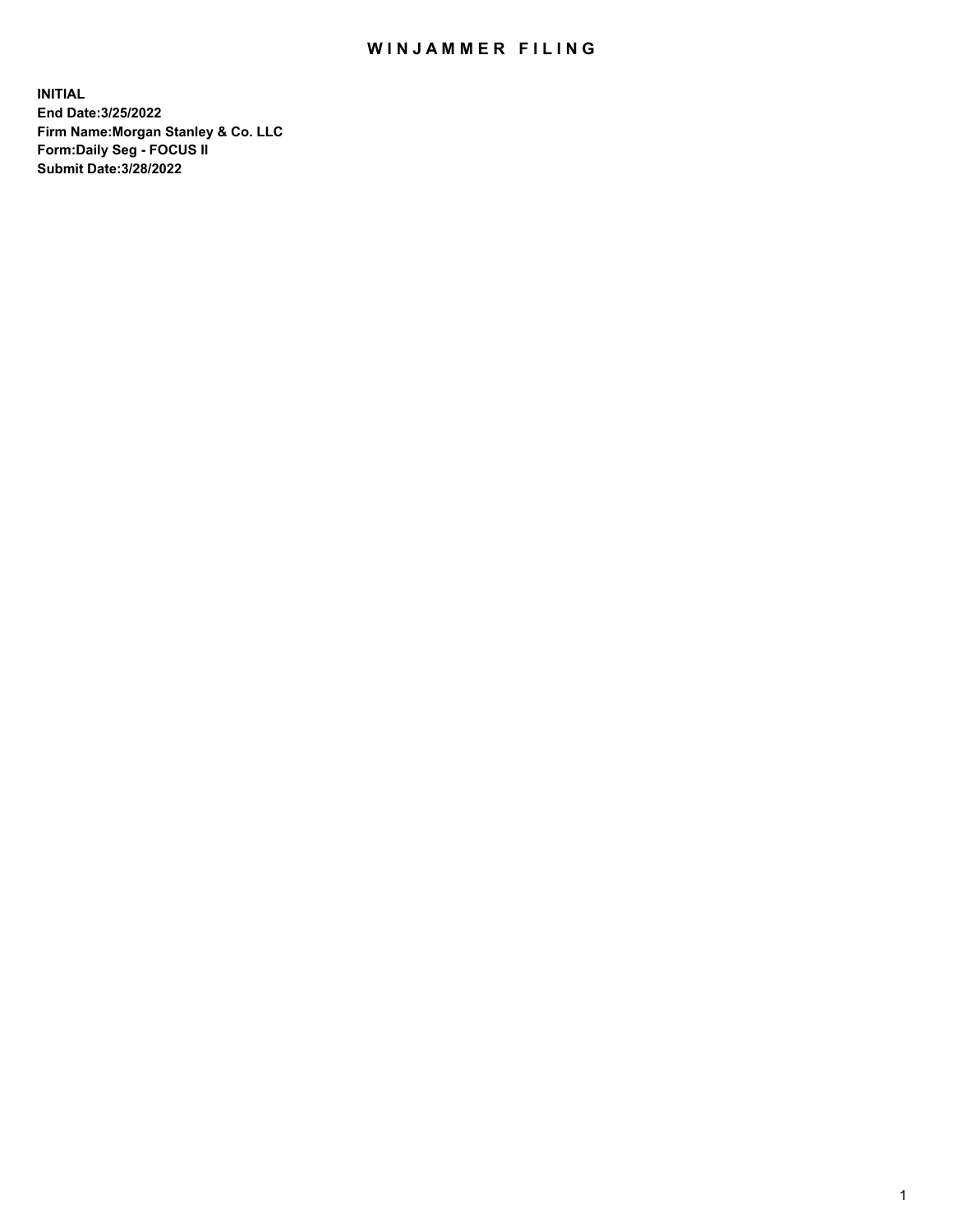# WINJAMMER FILING

**INITIAL**
**End Date:3/25/2022**
**Firm Name:Morgan Stanley & Co. LLC**
**Form:Daily Seg - FOCUS II**
**Submit Date:3/28/2022**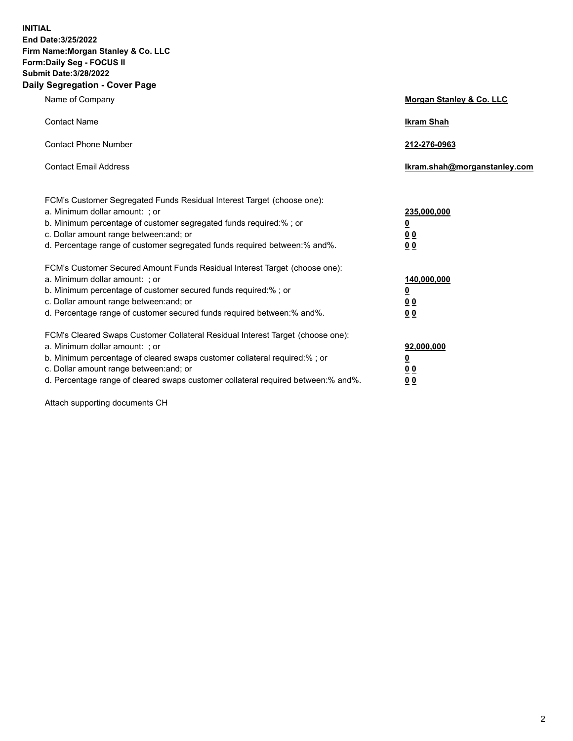**INITIAL**
**End Date:3/25/2022**
**Firm Name:Morgan Stanley & Co. LLC**
**Form:Daily Seg - FOCUS II**
**Submit Date:3/28/2022**

## Daily Segregation - Cover Page

| | |
|---|---|
| Name of Company | **Morgan Stanley & Co. LLC** |
| Contact Name | **Ikram Shah** |
| Contact Phone Number | **212-276-0963** |
| Contact Email Address | **Ikram.shah@morganstanley.com** |

| | |
|---|---|
| FCM's Customer Segregated Funds Residual Interest Target (choose one): | |
| a. Minimum dollar amount: ; or | **235,000,000** |
| b. Minimum percentage of customer segregated funds required:% ; or | **0** |
| c. Dollar amount range between:and; or | **0 0** |
| d. Percentage range of customer segregated funds required between:% and%. | **0 0** |
| FCM's Customer Secured Amount Funds Residual Interest Target (choose one): | |
| a. Minimum dollar amount: ; or | **140,000,000** |
| b. Minimum percentage of customer secured funds required:% ; or | **0** |
| c. Dollar amount range between:and; or | **0 0** |
| d. Percentage range of customer secured funds required between:% and%. | **0 0** |
| FCM's Cleared Swaps Customer Collateral Residual Interest Target (choose one): | |
| a. Minimum dollar amount: ; or | **92,000,000** |
| b. Minimum percentage of cleared swaps customer collateral required:% ; or | **0** |
| c. Dollar amount range between:and; or | **0 0** |
| d. Percentage range of cleared swaps customer collateral required between:% and%. | **0 0** |

Attach supporting documents CH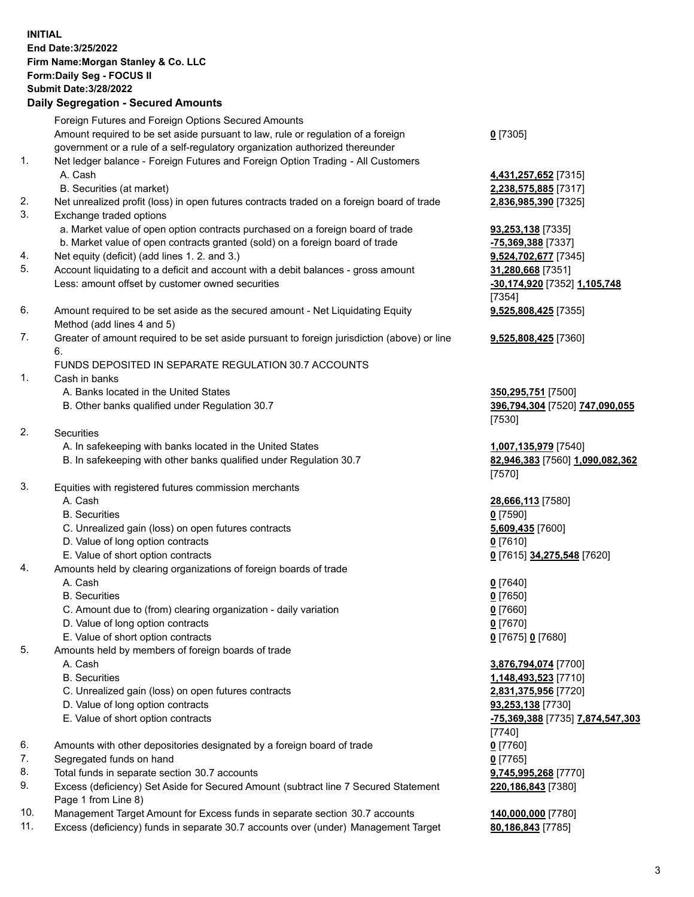**INITIAL**
**End Date:3/25/2022**
**Firm Name:Morgan Stanley & Co. LLC**
**Form:Daily Seg - FOCUS II**
**Submit Date:3/28/2022**

## Daily Segregation - Secured Amounts

| | | |
|---|---|---|
| | Foreign Futures and Foreign Options Secured Amounts | |
| | Amount required to be set aside pursuant to law, rule or regulation of a foreign government or a rule of a self-regulatory organization authorized thereunder | **0** [7305] |
| 1. | Net ledger balance - Foreign Futures and Foreign Option Trading - All Customers | |
| | A. Cash | **4,431,257,652** [7315] |
| | B. Securities (at market) | **2,238,575,885** [7317] |
| 2. | Net unrealized profit (loss) in open futures contracts traded on a foreign board of trade | **2,836,985,390** [7325] |
| 3. | Exchange traded options | |
| | a. Market value of open option contracts purchased on a foreign board of trade | **93,253,138** [7335] |
| | b. Market value of open contracts granted (sold) on a foreign board of trade | **-75,369,388** [7337] |
| 4. | Net equity (deficit) (add lines 1. 2. and 3.) | **9,524,702,677** [7345] |
| 5. | Account liquidating to a deficit and account with a debit balances - gross amount | **31,280,668** [7351] |
| | Less: amount offset by customer owned securities | **-30,174,920** [7352] **1,105,748** [7354] |
| 6. | Amount required to be set aside as the secured amount - Net Liquidating Equity Method (add lines 4 and 5) | **9,525,808,425** [7355] |
| 7. | Greater of amount required to be set aside pursuant to foreign jurisdiction (above) or line 6. | **9,525,808,425** [7360] |
| | FUNDS DEPOSITED IN SEPARATE REGULATION 30.7 ACCOUNTS | |
| 1. | Cash in banks | |
| | A. Banks located in the United States | **350,295,751** [7500] |
| | B. Other banks qualified under Regulation 30.7 | **396,794,304** [7520] **747,090,055** [7530] |
| 2. | Securities | |
| | A. In safekeeping with banks located in the United States | **1,007,135,979** [7540] |
| | B. In safekeeping with other banks qualified under Regulation 30.7 | **82,946,383** [7560] **1,090,082,362** [7570] |
| 3. | Equities with registered futures commission merchants | |
| | A. Cash | **28,666,113** [7580] |
| | B. Securities | **0** [7590] |
| | C. Unrealized gain (loss) on open futures contracts | **5,609,435** [7600] |
| | D. Value of long option contracts | **0** [7610] |
| | E. Value of short option contracts | **0** [7615] **34,275,548** [7620] |
| 4. | Amounts held by clearing organizations of foreign boards of trade | |
| | A. Cash | **0** [7640] |
| | B. Securities | **0** [7650] |
| | C. Amount due to (from) clearing organization - daily variation | **0** [7660] |
| | D. Value of long option contracts | **0** [7670] |
| | E. Value of short option contracts | **0** [7675] **0** [7680] |
| 5. | Amounts held by members of foreign boards of trade | |
| | A. Cash | **3,876,794,074** [7700] |
| | B. Securities | **1,148,493,523** [7710] |
| | C. Unrealized gain (loss) on open futures contracts | **2,831,375,956** [7720] |
| | D. Value of long option contracts | **93,253,138** [7730] |
| | E. Value of short option contracts | **-75,369,388** [7735] **7,874,547,303** [7740] |
| 6. | Amounts with other depositories designated by a foreign board of trade | **0** [7760] |
| 7. | Segregated funds on hand | **0** [7765] |
| 8. | Total funds in separate section 30.7 accounts | **9,745,995,268** [7770] |
| 9. | Excess (deficiency) Set Aside for Secured Amount (subtract line 7 Secured Statement Page 1 from Line 8) | **220,186,843** [7380] |
| 10. | Management Target Amount for Excess funds in separate section 30.7 accounts | **140,000,000** [7780] |
| 11. | Excess (deficiency) funds in separate 30.7 accounts over (under) Management Target | **80,186,843** [7785] |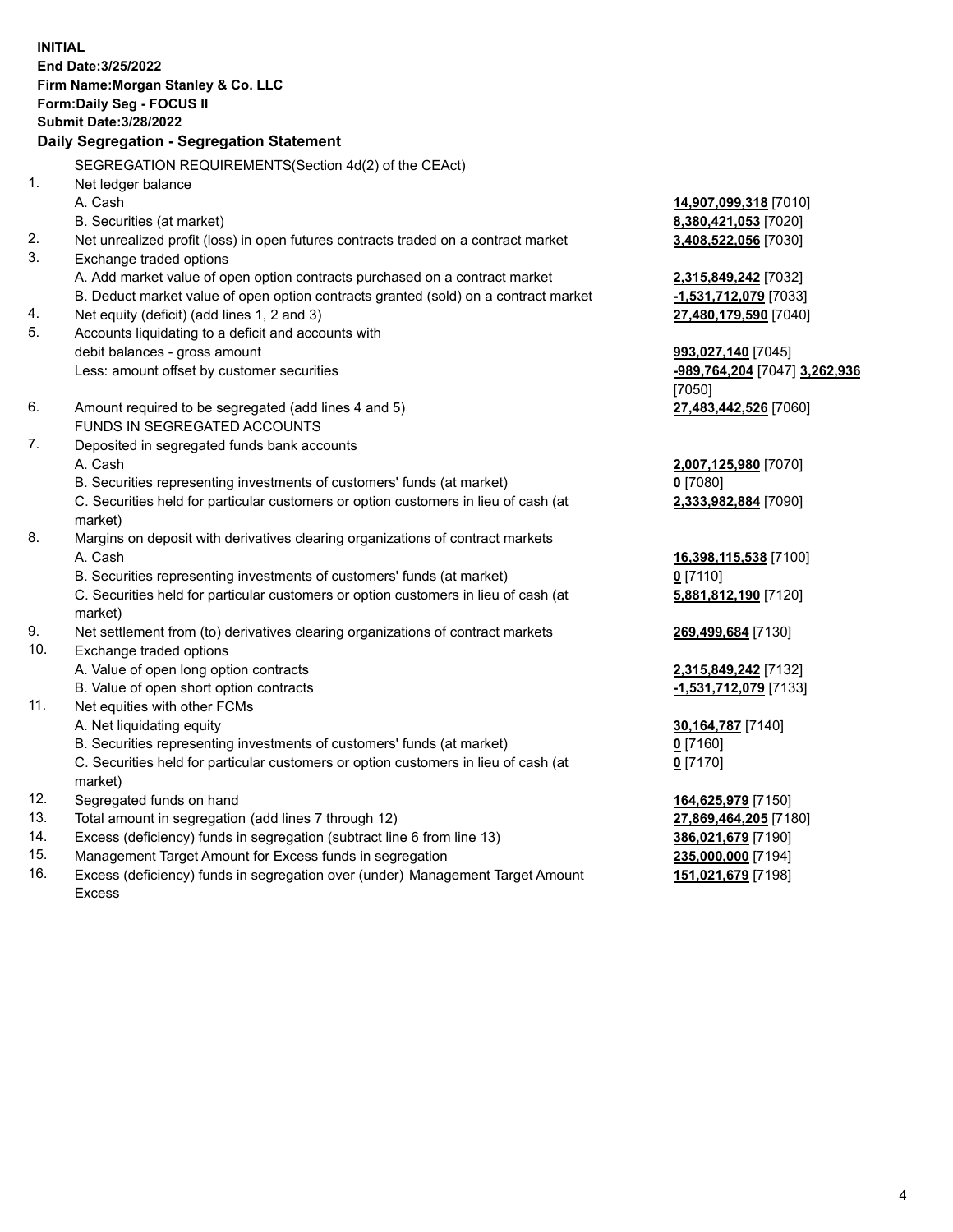**INITIAL**
**End Date:3/25/2022**
**Firm Name:Morgan Stanley & Co. LLC**
**Form:Daily Seg - FOCUS II**
**Submit Date:3/28/2022**

## Daily Segregation - Segregation Statement

SEGREGATION REQUIREMENTS(Section 4d(2) of the CEAct)

| No. | Item | Amount |
|---|---|---|
| 1. | Net ledger balance | |
| | A. Cash | **14,907,099,318** [7010] |
| | B. Securities (at market) | **8,380,421,053** [7020] |
| 2. | Net unrealized profit (loss) in open futures contracts traded on a contract market | **3,408,522,056** [7030] |
| 3. | Exchange traded options | |
| | A. Add market value of open option contracts purchased on a contract market | **2,315,849,242** [7032] |
| | B. Deduct market value of open option contracts granted (sold) on a contract market | **-1,531,712,079** [7033] |
| 4. | Net equity (deficit) (add lines 1, 2 and 3) | **27,480,179,590** [7040] |
| 5. | Accounts liquidating to a deficit and accounts with debit balances - gross amount | **993,027,140** [7045] |
| | Less: amount offset by customer securities | **-989,764,204** [7047] **3,262,936** [7050] |
| 6. | Amount required to be segregated (add lines 4 and 5) | **27,483,442,526** [7060] |
| | FUNDS IN SEGREGATED ACCOUNTS | |
| 7. | Deposited in segregated funds bank accounts | |
| | A. Cash | **2,007,125,980** [7070] |
| | B. Securities representing investments of customers' funds (at market) | **0** [7080] |
| | C. Securities held for particular customers or option customers in lieu of cash (at market) | **2,333,982,884** [7090] |
| 8. | Margins on deposit with derivatives clearing organizations of contract markets | |
| | A. Cash | **16,398,115,538** [7100] |
| | B. Securities representing investments of customers' funds (at market) | **0** [7110] |
| | C. Securities held for particular customers or option customers in lieu of cash (at market) | **5,881,812,190** [7120] |
| 9. | Net settlement from (to) derivatives clearing organizations of contract markets | **269,499,684** [7130] |
| 10. | Exchange traded options | |
| | A. Value of open long option contracts | **2,315,849,242** [7132] |
| | B. Value of open short option contracts | **-1,531,712,079** [7133] |
| 11. | Net equities with other FCMs | |
| | A. Net liquidating equity | **30,164,787** [7140] |
| | B. Securities representing investments of customers' funds (at market) | **0** [7160] |
| | C. Securities held for particular customers or option customers in lieu of cash (at market) | **0** [7170] |
| 12. | Segregated funds on hand | **164,625,979** [7150] |
| 13. | Total amount in segregation (add lines 7 through 12) | **27,869,464,205** [7180] |
| 14. | Excess (deficiency) funds in segregation (subtract line 6 from line 13) | **386,021,679** [7190] |
| 15. | Management Target Amount for Excess funds in segregation | **235,000,000** [7194] |
| 16. | Excess (deficiency) funds in segregation over (under) Management Target Amount Excess | **151,021,679** [7198] |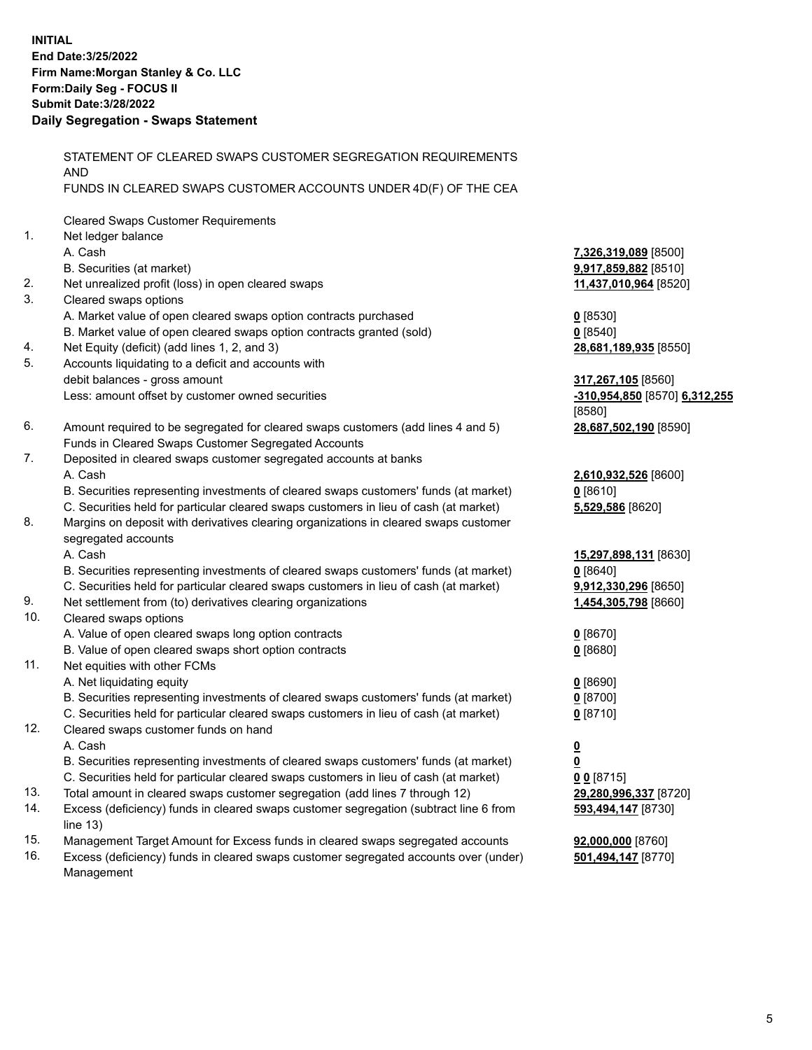**INITIAL**
**End Date:3/25/2022**
**Firm Name:Morgan Stanley & Co. LLC**
**Form:Daily Seg - FOCUS II**
**Submit Date:3/28/2022**
**Daily Segregation - Swaps Statement**

STATEMENT OF CLEARED SWAPS CUSTOMER SEGREGATION REQUIREMENTS AND
FUNDS IN CLEARED SWAPS CUSTOMER ACCOUNTS UNDER 4D(F) OF THE CEA

| | | |
|---|---|---|
| | Cleared Swaps Customer Requirements | |
| 1. | Net ledger balance | |
| | A. Cash | **7,326,319,089** [8500] |
| | B. Securities (at market) | **9,917,859,882** [8510] |
| 2. | Net unrealized profit (loss) in open cleared swaps | **11,437,010,964** [8520] |
| 3. | Cleared swaps options | |
| | A. Market value of open cleared swaps option contracts purchased | **0** [8530] |
| | B. Market value of open cleared swaps option contracts granted (sold) | **0** [8540] |
| 4. | Net Equity (deficit) (add lines 1, 2, and 3) | **28,681,189,935** [8550] |
| 5. | Accounts liquidating to a deficit and accounts with debit balances - gross amount | **317,267,105** [8560] |
| | Less: amount offset by customer owned securities | **-310,954,850** [8570] **6,312,255** [8580] |
| 6. | Amount required to be segregated for cleared swaps customers (add lines 4 and 5) | **28,687,502,190** [8590] |
| | Funds in Cleared Swaps Customer Segregated Accounts | |
| 7. | Deposited in cleared swaps customer segregated accounts at banks | |
| | A. Cash | **2,610,932,526** [8600] |
| | B. Securities representing investments of cleared swaps customers' funds (at market) | **0** [8610] |
| | C. Securities held for particular cleared swaps customers in lieu of cash (at market) | **5,529,586** [8620] |
| 8. | Margins on deposit with derivatives clearing organizations in cleared swaps customer segregated accounts | |
| | A. Cash | **15,297,898,131** [8630] |
| | B. Securities representing investments of cleared swaps customers' funds (at market) | **0** [8640] |
| | C. Securities held for particular cleared swaps customers in lieu of cash (at market) | **9,912,330,296** [8650] |
| 9. | Net settlement from (to) derivatives clearing organizations | **1,454,305,798** [8660] |
| 10. | Cleared swaps options | |
| | A. Value of open cleared swaps long option contracts | **0** [8670] |
| | B. Value of open cleared swaps short option contracts | **0** [8680] |
| 11. | Net equities with other FCMs | |
| | A. Net liquidating equity | **0** [8690] |
| | B. Securities representing investments of cleared swaps customers' funds (at market) | **0** [8700] |
| | C. Securities held for particular cleared swaps customers in lieu of cash (at market) | **0** [8710] |
| 12. | Cleared swaps customer funds on hand | |
| | A. Cash | **0** |
| | B. Securities representing investments of cleared swaps customers' funds (at market) | **0** |
| | C. Securities held for particular cleared swaps customers in lieu of cash (at market) | **0** **0** [8715] |
| 13. | Total amount in cleared swaps customer segregation (add lines 7 through 12) | **29,280,996,337** [8720] |
| 14. | Excess (deficiency) funds in cleared swaps customer segregation (subtract line 6 from line 13) | **593,494,147** [8730] |
| 15. | Management Target Amount for Excess funds in cleared swaps segregated accounts | **92,000,000** [8760] |
| 16. | Excess (deficiency) funds in cleared swaps customer segregated accounts over (under) Management | **501,494,147** [8770] |